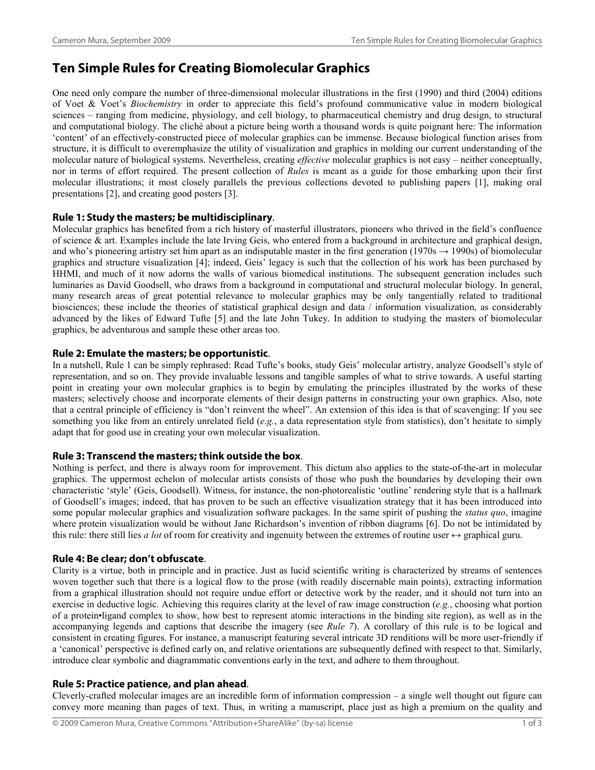# Ten Simple Rules for Creating Biomolecular Graphics

One need only compare the number of three-dimensional molecular illustrations in the first (1990) and third (2004) editions of Voet & Voet's *Biochemistry* in order to appreciate this field's profound communicative value in modern biological sciences – ranging from medicine, physiology, and cell biology, to pharmaceutical chemistry and drug design, to structural and computational biology. The cliché about a picture being worth a thousand words is quite poignant here: The information 'content' of an effectively-constructed piece of molecular graphics can be immense. Because biological function arises from structure, it is difficult to overemphasize the utility of visualization and graphics in molding our current understanding of the molecular nature of biological systems. Nevertheless, creating *effective* molecular graphics is not easy – neither conceptually, nor in terms of effort required. The present collection of *Rules* is meant as a guide for those embarking upon their first molecular illustrations; it most closely parallels the previous collections devoted to publishing papers [1], making oral presentations [2], and creating good posters [3].

## Rule 1: Study the masters; be multidisciplinary.

Molecular graphics has benefited from a rich history of masterful illustrators, pioneers who thrived in the field's confluence of science & art. Examples include the late Irving Geis, who entered from a background in architecture and graphical design, and who's pioneering artistry set him apart as an indisputable master in the first generation (1970s → 1990s) of biomolecular graphics and structure visualization [4]; indeed, Geis' legacy is such that the collection of his work has been purchased by HHMI, and much of it now adorns the walls of various biomedical institutions. The subsequent generation includes such luminaries as David Goodsell, who draws from a background in computational and structural molecular biology. In general, many research areas of great potential relevance to molecular graphics may be only tangentially related to traditional biosciences; these include the theories of statistical graphical design and data / information visualization, as considerably advanced by the likes of Edward Tufte [5] and the late John Tukey. In addition to studying the masters of biomolecular graphics, be adventurous and sample these other areas too.

## Rule 2: Emulate the masters; be opportunistic.

In a nutshell, Rule 1 can be simply rephrased: Read Tufte's books, study Geis' molecular artistry, analyze Goodsell's style of representation, and so on. They provide invaluable lessons and tangible samples of what to strive towards. A useful starting point in creating your own molecular graphics is to begin by emulating the principles illustrated by the works of these masters; selectively choose and incorporate elements of their design patterns in constructing your own graphics. Also, note that a central principle of efficiency is "don't reinvent the wheel". An extension of this idea is that of scavenging: If you see something you like from an entirely unrelated field (*e.g.*, a data representation style from statistics), don't hesitate to simply adapt that for good use in creating your own molecular visualization.

## Rule 3: Transcend the masters; think outside the box.

Nothing is perfect, and there is always room for improvement. This dictum also applies to the state-of-the-art in molecular graphics. The uppermost echelon of molecular artists consists of those who push the boundaries by developing their own characteristic 'style' (Geis, Goodsell). Witness, for instance, the non-photorealistic 'outline' rendering style that is a hallmark of Goodsell's images; indeed, that has proven to be such an effective visualization strategy that it has been introduced into some popular molecular graphics and visualization software packages. In the same spirit of pushing the *status quo*, imagine where protein visualization would be without Jane Richardson's invention of ribbon diagrams [6]. Do not be intimidated by this rule: there still lies *a lot* of room for creativity and ingenuity between the extremes of routine user ↔ graphical guru.

## Rule 4: Be clear; don't obfuscate.

Clarity is a virtue, both in principle and in practice. Just as lucid scientific writing is characterized by streams of sentences woven together such that there is a logical flow to the prose (with readily discernable main points), extracting information from a graphical illustration should not require undue effort or detective work by the reader, and it should not turn into an exercise in deductive logic. Achieving this requires clarity at the level of raw image construction (*e.g.*, choosing what portion of a protein•ligand complex to show, how best to represent atomic interactions in the binding site region), as well as in the accompanying legends and captions that describe the imagery (see *Rule 7*). A corollary of this rule is to be logical and consistent in creating figures. For instance, a manuscript featuring several intricate 3D renditions will be more user-friendly if a 'canonical' perspective is defined early on, and relative orientations are subsequently defined with respect to that. Similarly, introduce clear symbolic and diagrammatic conventions early in the text, and adhere to them throughout.

## Rule 5: Practice patience, and plan ahead.

Cleverly-crafted molecular images are an incredible form of information compression – a single well thought out figure can convey more meaning than pages of text. Thus, in writing a manuscript, place just as high a premium on the quality and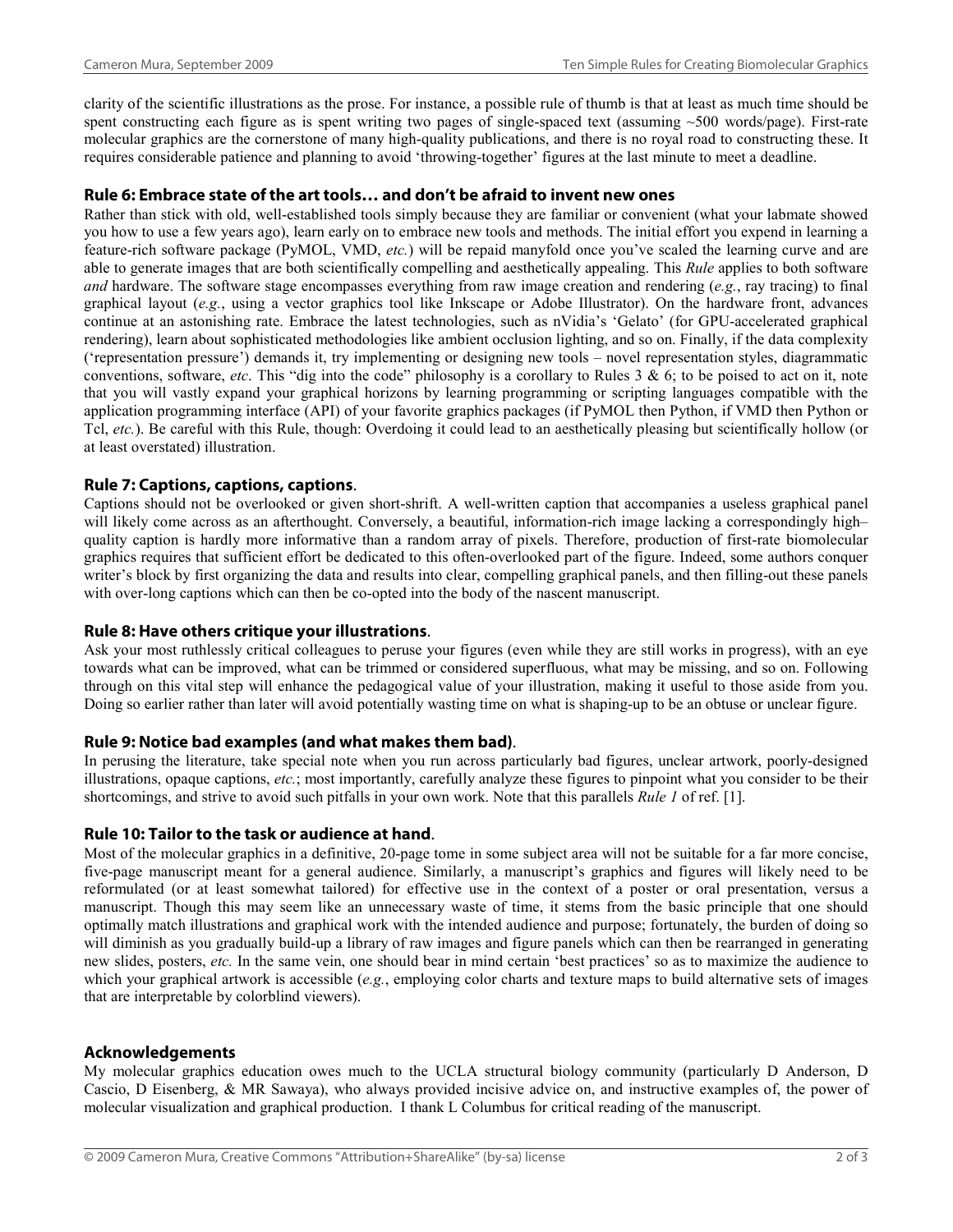clarity of the scientific illustrations as the prose. For instance, a possible rule of thumb is that at least as much time should be spent constructing each figure as is spent writing two pages of single-spaced text (assuming ~500 words/page). First-rate molecular graphics are the cornerstone of many high-quality publications, and there is no royal road to constructing these. It requires considerable patience and planning to avoid 'throwing-together' figures at the last minute to meet a deadline.

### Rule 6: Embrace state of the art tools… and don't be afraid to invent new ones

Rather than stick with old, well-established tools simply because they are familiar or convenient (what your labmate showed you how to use a few years ago), learn early on to embrace new tools and methods. The initial effort you expend in learning a feature-rich software package (PyMOL, VMD, *etc.*) will be repaid manyfold once you've scaled the learning curve and are able to generate images that are both scientifically compelling and aesthetically appealing. This *Rule* applies to both software *and* hardware. The software stage encompasses everything from raw image creation and rendering (*e.g.*, ray tracing) to final graphical layout (*e.g.*, using a vector graphics tool like Inkscape or Adobe Illustrator). On the hardware front, advances continue at an astonishing rate. Embrace the latest technologies, such as nVidia's 'Gelato' (for GPU-accelerated graphical rendering), learn about sophisticated methodologies like ambient occlusion lighting, and so on. Finally, if the data complexity ('representation pressure') demands it, try implementing or designing new tools – novel representation styles, diagrammatic conventions, software, *etc*. This "dig into the code" philosophy is a corollary to Rules 3 & 6; to be poised to act on it, note that you will vastly expand your graphical horizons by learning programming or scripting languages compatible with the application programming interface (API) of your favorite graphics packages (if PyMOL then Python, if VMD then Python or Tcl, *etc.*). Be careful with this Rule, though: Overdoing it could lead to an aesthetically pleasing but scientifically hollow (or at least overstated) illustration.

### Rule 7: Captions, captions, captions.

Captions should not be overlooked or given short-shrift. A well-written caption that accompanies a useless graphical panel will likely come across as an afterthought. Conversely, a beautiful, information-rich image lacking a correspondingly high–quality caption is hardly more informative than a random array of pixels. Therefore, production of first-rate biomolecular graphics requires that sufficient effort be dedicated to this often-overlooked part of the figure. Indeed, some authors conquer writer's block by first organizing the data and results into clear, compelling graphical panels, and then filling-out these panels with over-long captions which can then be co-opted into the body of the nascent manuscript.

### Rule 8: Have others critique your illustrations.

Ask your most ruthlessly critical colleagues to peruse your figures (even while they are still works in progress), with an eye towards what can be improved, what can be trimmed or considered superfluous, what may be missing, and so on. Following through on this vital step will enhance the pedagogical value of your illustration, making it useful to those aside from you. Doing so earlier rather than later will avoid potentially wasting time on what is shaping-up to be an obtuse or unclear figure.

### Rule 9: Notice bad examples (and what makes them bad).

In perusing the literature, take special note when you run across particularly bad figures, unclear artwork, poorly-designed illustrations, opaque captions, *etc.*; most importantly, carefully analyze these figures to pinpoint what you consider to be their shortcomings, and strive to avoid such pitfalls in your own work. Note that this parallels *Rule 1* of ref. [1].

### Rule 10: Tailor to the task or audience at hand.

Most of the molecular graphics in a definitive, 20-page tome in some subject area will not be suitable for a far more concise, five-page manuscript meant for a general audience. Similarly, a manuscript's graphics and figures will likely need to be reformulated (or at least somewhat tailored) for effective use in the context of a poster or oral presentation, versus a manuscript. Though this may seem like an unnecessary waste of time, it stems from the basic principle that one should optimally match illustrations and graphical work with the intended audience and purpose; fortunately, the burden of doing so will diminish as you gradually build-up a library of raw images and figure panels which can then be rearranged in generating new slides, posters, *etc.* In the same vein, one should bear in mind certain 'best practices' so as to maximize the audience to which your graphical artwork is accessible (*e.g.*, employing color charts and texture maps to build alternative sets of images that are interpretable by colorblind viewers).

### Acknowledgements

My molecular graphics education owes much to the UCLA structural biology community (particularly D Anderson, D Cascio, D Eisenberg, & MR Sawaya), who always provided incisive advice on, and instructive examples of, the power of molecular visualization and graphical production. I thank L Columbus for critical reading of the manuscript.

© 2009 Cameron Mura, Creative Commons "Attribution+ShareAlike" (by-sa) license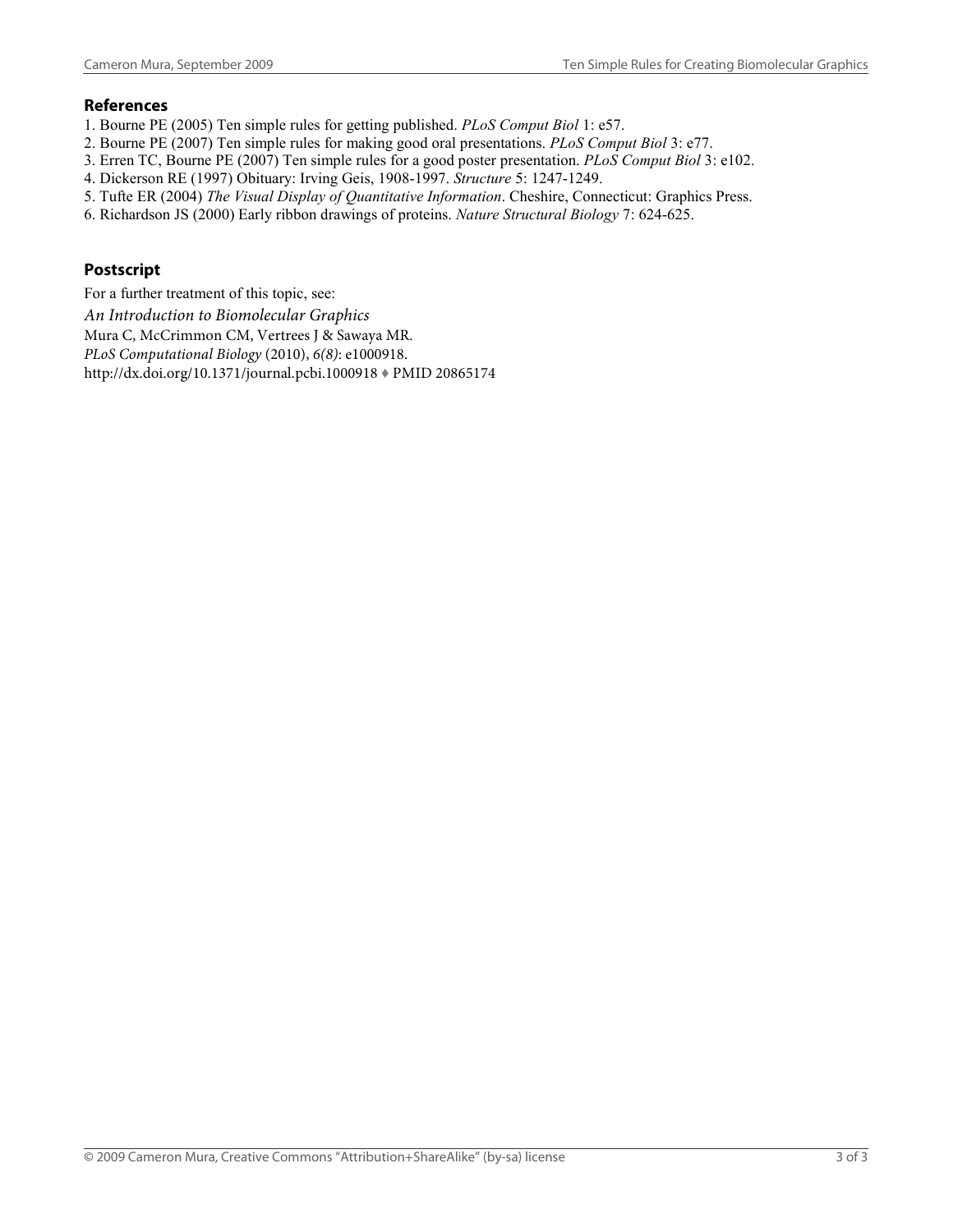## References

1. Bourne PE (2005) Ten simple rules for getting published. *PLoS Comput Biol* 1: e57.
2. Bourne PE (2007) Ten simple rules for making good oral presentations. *PLoS Comput Biol* 3: e77.
3. Erren TC, Bourne PE (2007) Ten simple rules for a good poster presentation. *PLoS Comput Biol* 3: e102.
4. Dickerson RE (1997) Obituary: Irving Geis, 1908-1997. *Structure* 5: 1247-1249.
5. Tufte ER (2004) *The Visual Display of Quantitative Information*. Cheshire, Connecticut: Graphics Press.
6. Richardson JS (2000) Early ribbon drawings of proteins. *Nature Structural Biology* 7: 624-625.

## Postscript

For a further treatment of this topic, see:

*An Introduction to Biomolecular Graphics*
Mura C, McCrimmon CM, Vertrees J & Sawaya MR.
*PLoS Computational Biology* (2010), *6(8)*: e1000918.
http://dx.doi.org/10.1371/journal.pcbi.1000918 ♦ PMID 20865174